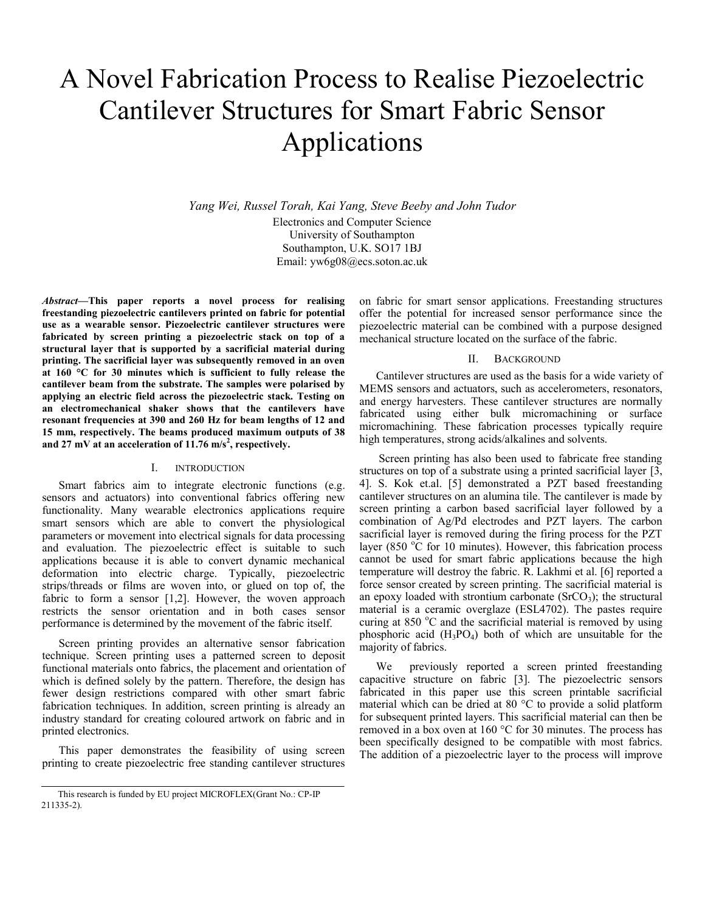# A Novel Fabrication Process to Realise Piezoelectric Cantilever Structures for Smart Fabric Sensor Applications

*Yang Wei, Russel Torah, Kai Yang, Steve Beeby and John Tudor*

Electronics and Computer Science
University of Southampton
Southampton, U.K. SO17 1BJ
Email: yw6g08@ecs.soton.ac.uk

***Abstract*—This paper reports a novel process for realising freestanding piezoelectric cantilevers printed on fabric for potential use as a wearable sensor. Piezoelectric cantilever structures were fabricated by screen printing a piezoelectric stack on top of a structural layer that is supported by a sacrificial material during printing. The sacrificial layer was subsequently removed in an oven at 160 °C for 30 minutes which is sufficient to fully release the cantilever beam from the substrate. The samples were polarised by applying an electric field across the piezoelectric stack. Testing on an electromechanical shaker shows that the cantilevers have resonant frequencies at 390 and 260 Hz for beam lengths of 12 and 15 mm, respectively. The beams produced maximum outputs of 38 and 27 mV at an acceleration of 11.76 m/s$^2$, respectively.**

## I. Introduction

Smart fabrics aim to integrate electronic functions (e.g. sensors and actuators) into conventional fabrics offering new functionality. Many wearable electronics applications require smart sensors which are able to convert the physiological parameters or movement into electrical signals for data processing and evaluation. The piezoelectric effect is suitable to such applications because it is able to convert dynamic mechanical deformation into electric charge. Typically, piezoelectric strips/threads or films are woven into, or glued on top of, the fabric to form a sensor [1,2]. However, the woven approach restricts the sensor orientation and in both cases sensor performance is determined by the movement of the fabric itself.

Screen printing provides an alternative sensor fabrication technique. Screen printing uses a patterned screen to deposit functional materials onto fabrics, the placement and orientation of which is defined solely by the pattern. Therefore, the design has fewer design restrictions compared with other smart fabric fabrication techniques. In addition, screen printing is already an industry standard for creating coloured artwork on fabric and in printed electronics.

This paper demonstrates the feasibility of using screen printing to create piezoelectric free standing cantilever structures on fabric for smart sensor applications. Freestanding structures offer the potential for increased sensor performance since the piezoelectric material can be combined with a purpose designed mechanical structure located on the surface of the fabric.

## II. Background

Cantilever structures are used as the basis for a wide variety of MEMS sensors and actuators, such as accelerometers, resonators, and energy harvesters. These cantilever structures are normally fabricated using either bulk micromachining or surface micromachining. These fabrication processes typically require high temperatures, strong acids/alkalines and solvents.

Screen printing has also been used to fabricate free standing structures on top of a substrate using a printed sacrificial layer [3, 4]. S. Kok et.al. [5] demonstrated a PZT based freestanding cantilever structures on an alumina tile. The cantilever is made by screen printing a carbon based sacrificial layer followed by a combination of Ag/Pd electrodes and PZT layers. The carbon sacrificial layer is removed during the firing process for the PZT layer (850 °C for 10 minutes). However, this fabrication process cannot be used for smart fabric applications because the high temperature will destroy the fabric. R. Lakhmi et al. [6] reported a force sensor created by screen printing. The sacrificial material is an epoxy loaded with strontium carbonate ($SrCO_3$); the structural material is a ceramic overglaze (ESL4702). The pastes require curing at 850 °C and the sacrificial material is removed by using phosphoric acid ($H_3PO_4$) both of which are unsuitable for the majority of fabrics.

We previously reported a screen printed freestanding capacitive structure on fabric [3]. The piezoelectric sensors fabricated in this paper use this screen printable sacrificial material which can be dried at 80 °C to provide a solid platform for subsequent printed layers. This sacrificial material can then be removed in a box oven at 160 °C for 30 minutes. The process has been specifically designed to be compatible with most fabrics. The addition of a piezoelectric layer to the process will improve

This research is funded by EU project MICROFLEX(Grant No.: CP-IP 211335-2).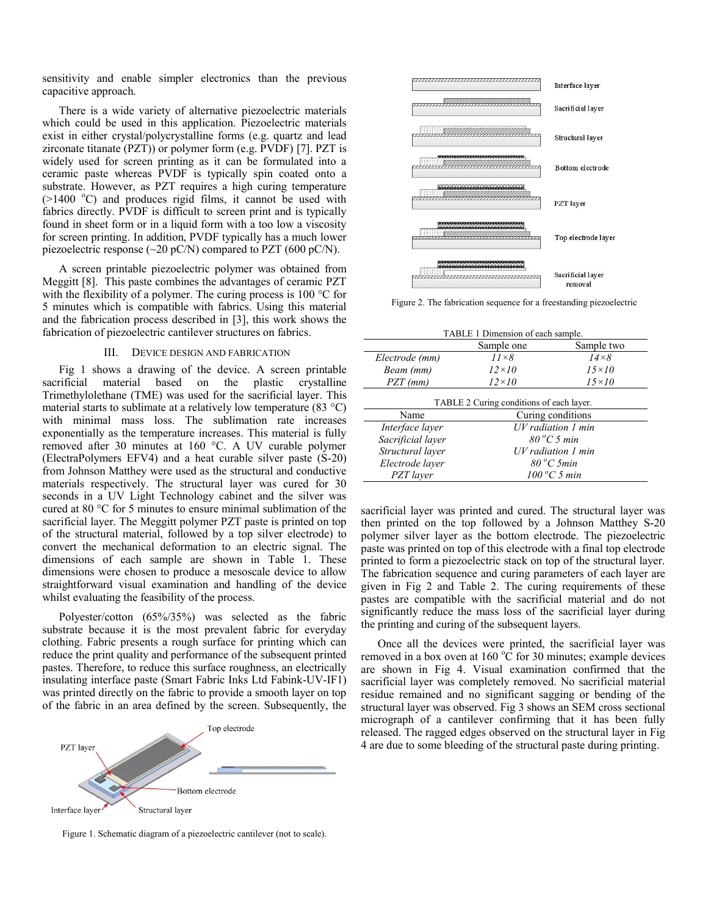sensitivity and enable simpler electronics than the previous capacitive approach.

There is a wide variety of alternative piezoelectric materials which could be used in this application. Piezoelectric materials exist in either crystal/polycrystalline forms (e.g. quartz and lead zirconate titanate (PZT)) or polymer form (e.g. PVDF) [7]. PZT is widely used for screen printing as it can be formulated into a ceramic paste whereas PVDF is typically spin coated onto a substrate. However, as PZT requires a high curing temperature (>1400 $^{o}$C) and produces rigid films, it cannot be used with fabrics directly. PVDF is difficult to screen print and is typically found in sheet form or in a liquid form with a too low a viscosity for screen printing. In addition, PVDF typically has a much lower piezoelectric response (~20 pC/N) compared to PZT (600 pC/N).

A screen printable piezoelectric polymer was obtained from Meggitt [8]. This paste combines the advantages of ceramic PZT with the flexibility of a polymer. The curing process is 100 °C for 5 minutes which is compatible with fabrics. Using this material and the fabrication process described in [3], this work shows the fabrication of piezoelectric cantilever structures on fabrics.

## III. DEVICE DESIGN AND FABRICATION

Fig 1 shows a drawing of the device. A screen printable sacrificial material based on the plastic crystalline Trimethylolethane (TME) was used for the sacrificial layer. This material starts to sublimate at a relatively low temperature (83 °C) with minimal mass loss. The sublimation rate increases exponentially as the temperature increases. This material is fully removed after 30 minutes at 160 °C. A UV curable polymer (ElectraPolymers EFV4) and a heat curable silver paste (S-20) from Johnson Matthey were used as the structural and conductive materials respectively. The structural layer was cured for 30 seconds in a UV Light Technology cabinet and the silver was cured at 80 °C for 5 minutes to ensure minimal sublimation of the sacrificial layer. The Meggitt polymer PZT paste is printed on top of the structural material, followed by a top silver electrode) to convert the mechanical deformation to an electric signal. The dimensions of each sample are shown in Table 1. These dimensions were chosen to produce a mesoscale device to allow straightforward visual examination and handling of the device whilst evaluating the feasibility of the process.

Polyester/cotton (65%/35%) was selected as the fabric substrate because it is the most prevalent fabric for everyday clothing. Fabric presents a rough surface for printing which can reduce the print quality and performance of the subsequent printed pastes. Therefore, to reduce this surface roughness, an electrically insulating interface paste (Smart Fabric Inks Ltd Fabink-UV-IF1) was printed directly on the fabric to provide a smooth layer on top of the fabric in an area defined by the screen. Subsequently, the sacrificial layer was printed and cured. The structural layer was then printed on the top followed by a Johnson Matthey S-20 polymer silver layer as the bottom electrode. The piezoelectric paste was printed on top of this electrode with a final top electrode printed to form a piezoelectric stack on top of the structural layer. The fabrication sequence and curing parameters of each layer are given in Fig 2 and Table 2. The curing requirements of these pastes are compatible with the sacrificial material and do not significantly reduce the mass loss of the sacrificial layer during the printing and curing of the subsequent layers.

Figure 1. Schematic diagram of a piezoelectric cantilever (not to scale).

Figure 2. The fabrication sequence for a freestanding piezoelectric

TABLE 1 Dimension of each sample.

| | Sample one | Sample two |
|---|---|---|
| *Electrode (mm)* | *11×8* | *14×8* |
| *Beam (mm)* | *12×10* | *15×10* |
| *PZT (mm)* | *12×10* | *15×10* |

TABLE 2 Curing conditions of each layer.

| Name | Curing conditions |
|---|---|
| *Interface layer* | *UV radiation 1 min* |
| *Sacrificial layer* | *80 $^{o}$C 5 min* |
| *Structural layer* | *UV radiation 1 min* |
| *Electrode layer* | *80 $^{o}$C 5min* |
| *PZT layer* | *100 $^{o}$C 5 min* |

Once all the devices were printed, the sacrificial layer was removed in a box oven at 160 $^{o}$C for 30 minutes; example devices are shown in Fig 4. Visual examination confirmed that the sacrificial layer was completely removed. No sacrificial material residue remained and no significant sagging or bending of the structural layer was observed. Fig 3 shows an SEM cross sectional micrograph of a cantilever confirming that it has been fully released. The ragged edges observed on the structural layer in Fig 4 are due to some bleeding of the structural paste during printing.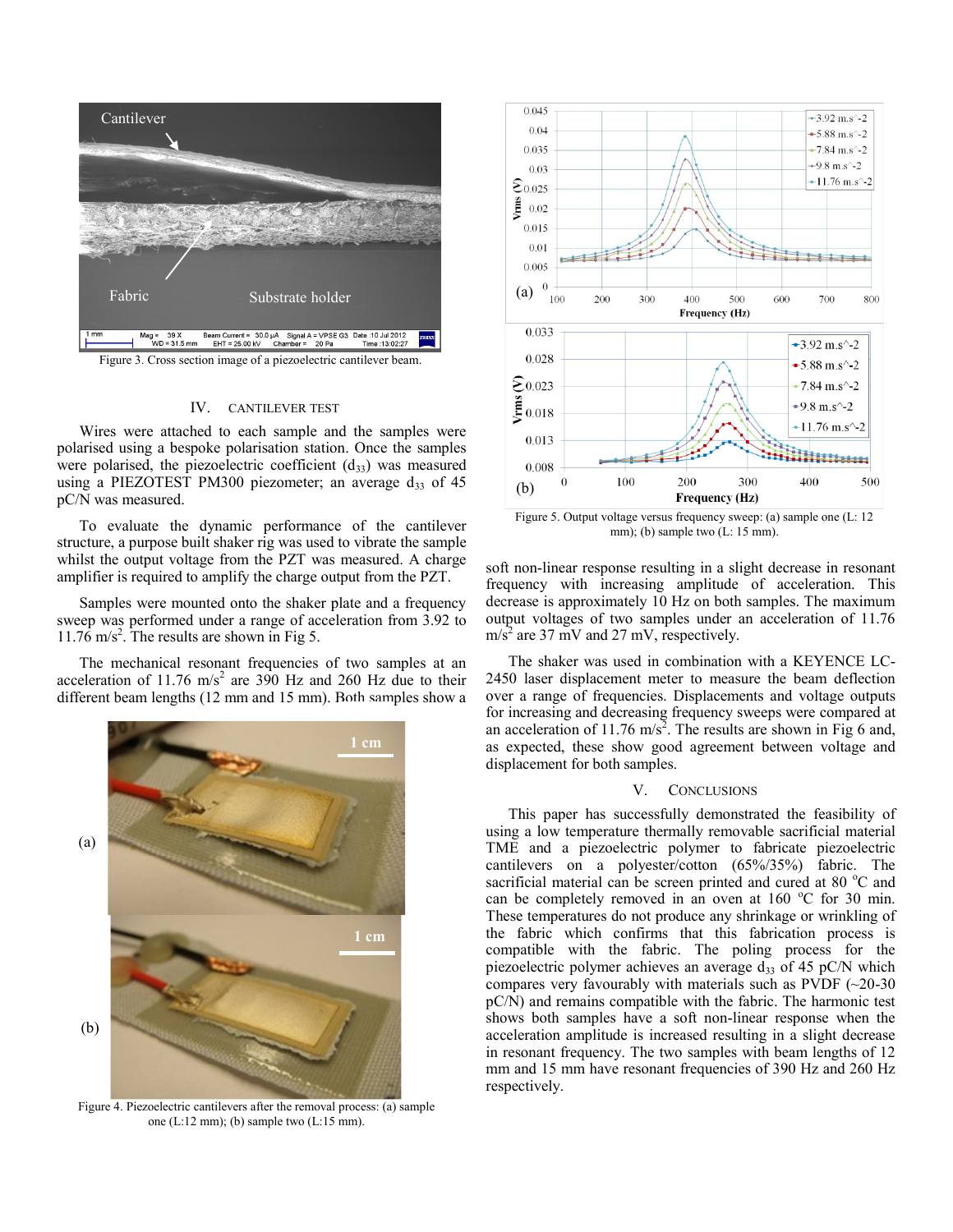Figure 3. Cross section image of a piezoelectric cantilever beam.

## IV. CANTILEVER TEST

Wires were attached to each sample and the samples were polarised using a bespoke polarisation station. Once the samples were polarised, the piezoelectric coefficient ($d_{33}$) was measured using a PIEZOTEST PM300 piezometer; an average $d_{33}$ of 45 pC/N was measured.

To evaluate the dynamic performance of the cantilever structure, a purpose built shaker rig was used to vibrate the sample whilst the output voltage from the PZT was measured. A charge amplifier is required to amplify the charge output from the PZT.

Samples were mounted onto the shaker plate and a frequency sweep was performed under a range of acceleration from 3.92 to 11.76 m/s$^2$. The results are shown in Fig 5.

The mechanical resonant frequencies of two samples at an acceleration of 11.76 m/s$^2$ are 390 Hz and 260 Hz due to their different beam lengths (12 mm and 15 mm). Both samples show a soft non-linear response resulting in a slight decrease in resonant frequency with increasing amplitude of acceleration. This decrease is approximately 10 Hz on both samples. The maximum output voltages of two samples under an acceleration of 11.76 m/s$^2$ are 37 mV and 27 mV, respectively.

Figure 4. Piezoelectric cantilevers after the removal process: (a) sample one (L:12 mm); (b) sample two (L:15 mm).

Figure 5. Output voltage versus frequency sweep: (a) sample one (L: 12 mm); (b) sample two (L: 15 mm).

The shaker was used in combination with a KEYENCE LC-2450 laser displacement meter to measure the beam deflection over a range of frequencies. Displacements and voltage outputs for increasing and decreasing frequency sweeps were compared at an acceleration of 11.76 m/s$^2$. The results are shown in Fig 6 and, as expected, these show good agreement between voltage and displacement for both samples.

## V. CONCLUSIONS

This paper has successfully demonstrated the feasibility of using a low temperature thermally removable sacrificial material TME and a piezoelectric polymer to fabricate piezoelectric cantilevers on a polyester/cotton (65%/35%) fabric. The sacrificial material can be screen printed and cured at 80 $^{o}$C and can be completely removed in an oven at 160 $^{o}$C for 30 min. These temperatures do not produce any shrinkage or wrinkling of the fabric which confirms that this fabrication process is compatible with the fabric. The poling process for the piezoelectric polymer achieves an average $d_{33}$ of 45 pC/N which compares very favourably with materials such as PVDF (~20-30 pC/N) and remains compatible with the fabric. The harmonic test shows both samples have a soft non-linear response when the acceleration amplitude is increased resulting in a slight decrease in resonant frequency. The two samples with beam lengths of 12 mm and 15 mm have resonant frequencies of 390 Hz and 260 Hz respectively.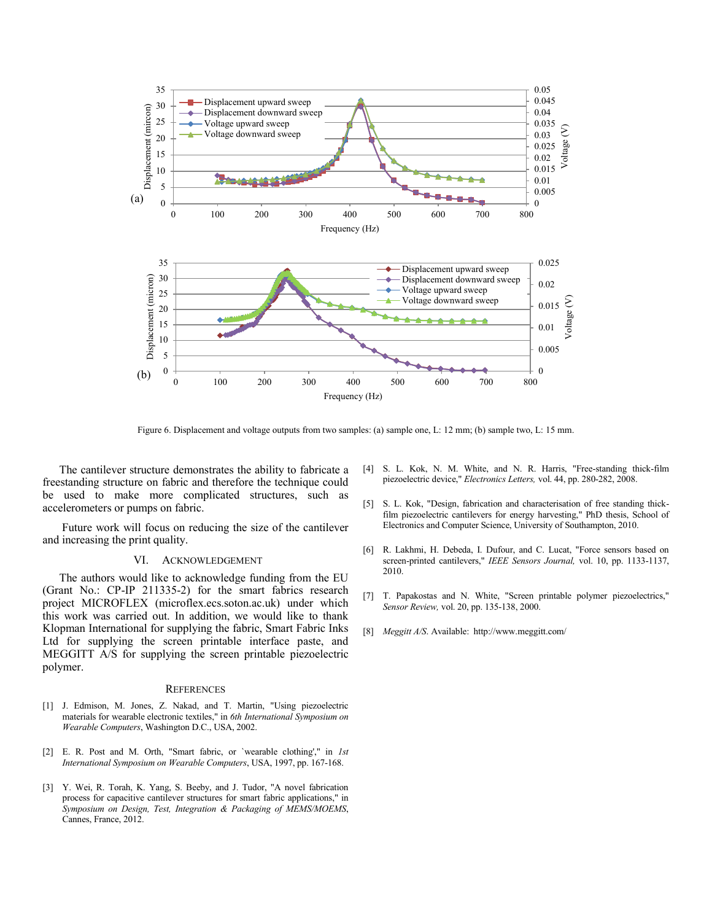35
30
25
20
15
10
5
0

0.05
0.045
0.04
0.035
0.03
0.025
0.02
0.015
0.01
0.005
0

Displacement (mircon)

Voltage (V)

Displacement upward sweep
Displacement downward sweep
Voltage upward sweep
Voltage downward sweep

(a)

0 100 200 300 400 500 600 700 800

Frequency (Hz)

35
30
25
20
15
10
5
0

0.025
0.02
0.015
0.01
0.005
0

Displacement (micron)

Voltage (V)

Displacement upward sweep
Displacement downward sweep
Voltage upward sweep
Voltage downward sweep

(b)

0 100 200 300 400 500 600 700 800

Frequency (Hz)

Figure 6. Displacement and voltage outputs from two samples: (a) sample one, L: 12 mm; (b) sample two, L: 15 mm.

The cantilever structure demonstrates the ability to fabricate a freestanding structure on fabric and therefore the technique could be used to make more complicated structures, such as accelerometers or pumps on fabric.

Future work will focus on reducing the size of the cantilever and increasing the print quality.

## VI. Acknowledgement

The authors would like to acknowledge funding from the EU (Grant No.: CP-IP 211335-2) for the smart fabrics research project MICROFLEX (microflex.ecs.soton.ac.uk) under which this work was carried out. In addition, we would like to thank Klopman International for supplying the fabric, Smart Fabric Inks Ltd for supplying the screen printable interface paste, and MEGGITT A/S for supplying the screen printable piezoelectric polymer.

## References

[1] J. Edmison, M. Jones, Z. Nakad, and T. Martin, "Using piezoelectric materials for wearable electronic textiles," in *6th International Symposium on Wearable Computers*, Washington D.C., USA, 2002.

[2] E. R. Post and M. Orth, "Smart fabric, or `wearable clothing'," in *1st International Symposium on Wearable Computers*, USA, 1997, pp. 167-168.

[3] Y. Wei, R. Torah, K. Yang, S. Beeby, and J. Tudor, "A novel fabrication process for capacitive cantilever structures for smart fabric applications," in *Symposium on Design, Test, Integration & Packaging of MEMS/MOEMS*, Cannes, France, 2012.

[4] S. L. Kok, N. M. White, and N. R. Harris, "Free-standing thick-film piezoelectric device," *Electronics Letters,* vol. 44, pp. 280-282, 2008.

[5] S. L. Kok, "Design, fabrication and characterisation of free standing thick-film piezoelectric cantilevers for energy harvesting," PhD thesis, School of Electronics and Computer Science, University of Southampton, 2010.

[6] R. Lakhmi, H. Debeda, I. Dufour, and C. Lucat, "Force sensors based on screen-printed cantilevers," *IEEE Sensors Journal,* vol. 10, pp. 1133-1137, 2010.

[7] T. Papakostas and N. White, "Screen printable polymer piezoelectrics," *Sensor Review,* vol. 20, pp. 135-138, 2000.

[8] *Meggitt A/S*. Available: http://www.meggitt.com/